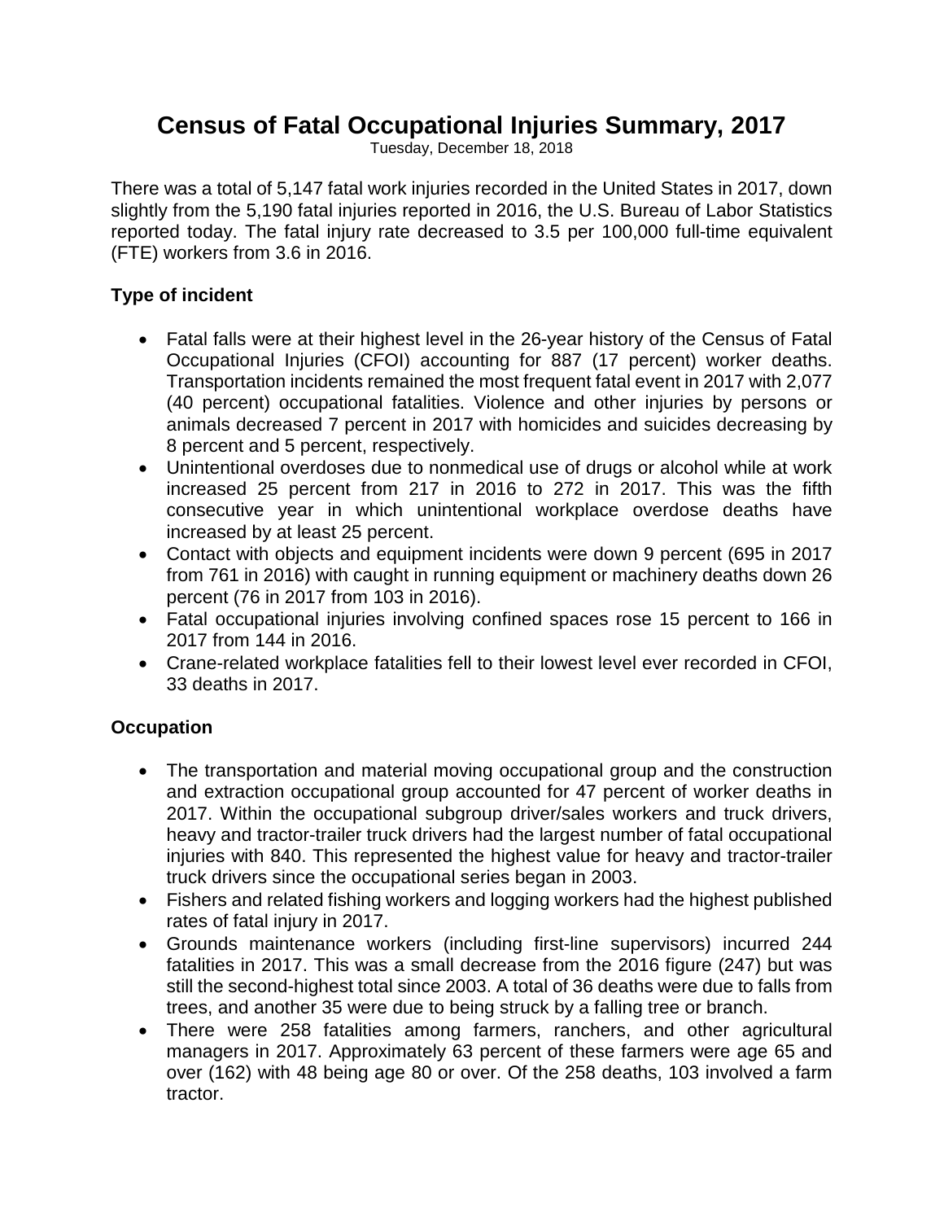# Census of Fatal Occupational Injuries Summary, 2017

Tuesday, December 18, 2018

There was a total of 5,147 fatal work injuries recorded in the United States in 2017, down slightly from the 5,190 fatal injuries reported in 2016, the U.S. Bureau of Labor Statistics reported today. The fatal injury rate decreased to 3.5 per 100,000 full-time equivalent (FTE) workers from 3.6 in 2016.

### Type of incident

- Fatal falls were at their highest level in the 26-year history of the Census of Fatal Occupational Injuries (CFOI) accounting for 887 (17 percent) worker deaths. Transportation incidents remained the most frequent fatal event in 2017 with 2,077 (40 percent) occupational fatalities. Violence and other injuries by persons or animals decreased 7 percent in 2017 with homicides and suicides decreasing by 8 percent and 5 percent, respectively.
- Unintentional overdoses due to nonmedical use of drugs or alcohol while at work increased 25 percent from 217 in 2016 to 272 in 2017. This was the fifth consecutive year in which unintentional workplace overdose deaths have increased by at least 25 percent.
- Contact with objects and equipment incidents were down 9 percent (695 in 2017 from 761 in 2016) with caught in running equipment or machinery deaths down 26 percent (76 in 2017 from 103 in 2016).
- Fatal occupational injuries involving confined spaces rose 15 percent to 166 in 2017 from 144 in 2016.
- Crane-related workplace fatalities fell to their lowest level ever recorded in CFOI, 33 deaths in 2017.

### Occupation

- The transportation and material moving occupational group and the construction and extraction occupational group accounted for 47 percent of worker deaths in 2017. Within the occupational subgroup driver/sales workers and truck drivers, heavy and tractor-trailer truck drivers had the largest number of fatal occupational injuries with 840. This represented the highest value for heavy and tractor-trailer truck drivers since the occupational series began in 2003.
- Fishers and related fishing workers and logging workers had the highest published rates of fatal injury in 2017.
- Grounds maintenance workers (including first-line supervisors) incurred 244 fatalities in 2017. This was a small decrease from the 2016 figure (247) but was still the second-highest total since 2003. A total of 36 deaths were due to falls from trees, and another 35 were due to being struck by a falling tree or branch.
- There were 258 fatalities among farmers, ranchers, and other agricultural managers in 2017. Approximately 63 percent of these farmers were age 65 and over (162) with 48 being age 80 or over. Of the 258 deaths, 103 involved a farm tractor.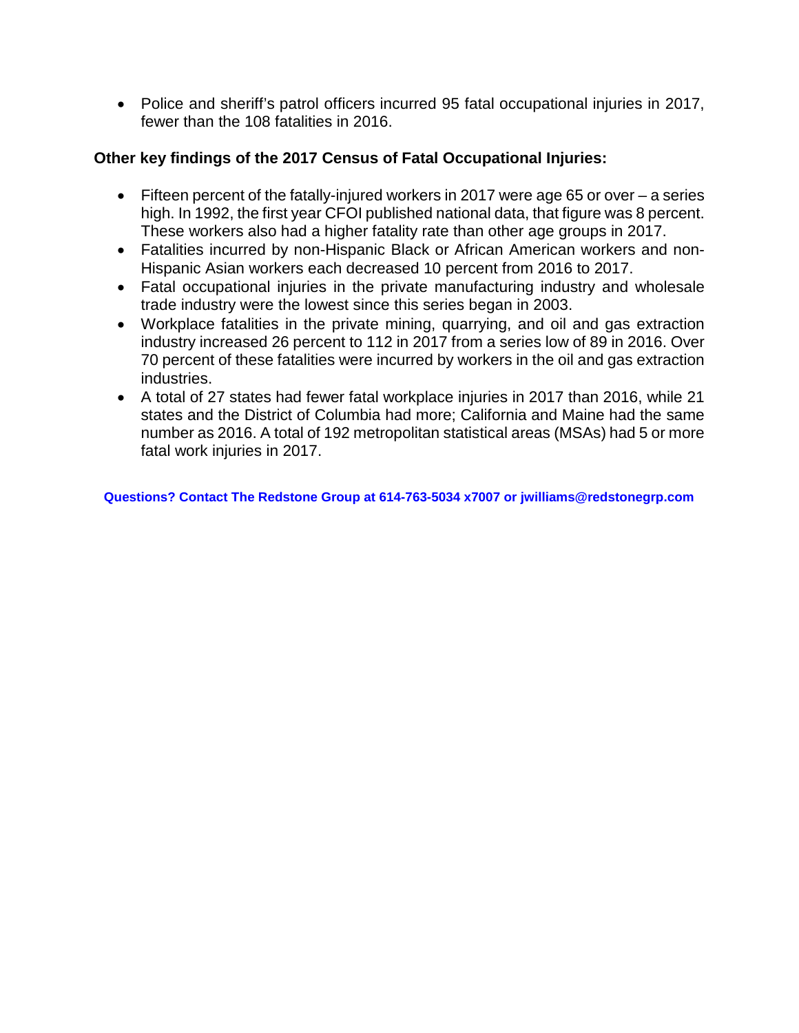- Police and sheriff's patrol officers incurred 95 fatal occupational injuries in 2017, fewer than the 108 fatalities in 2016.

**Other key findings of the 2017 Census of Fatal Occupational Injuries:**

- Fifteen percent of the fatally-injured workers in 2017 were age 65 or over – a series high. In 1992, the first year CFOI published national data, that figure was 8 percent. These workers also had a higher fatality rate than other age groups in 2017.
- Fatalities incurred by non-Hispanic Black or African American workers and non-Hispanic Asian workers each decreased 10 percent from 2016 to 2017.
- Fatal occupational injuries in the private manufacturing industry and wholesale trade industry were the lowest since this series began in 2003.
- Workplace fatalities in the private mining, quarrying, and oil and gas extraction industry increased 26 percent to 112 in 2017 from a series low of 89 in 2016. Over 70 percent of these fatalities were incurred by workers in the oil and gas extraction industries.
- A total of 27 states had fewer fatal workplace injuries in 2017 than 2016, while 21 states and the District of Columbia had more; California and Maine had the same number as 2016. A total of 192 metropolitan statistical areas (MSAs) had 5 or more fatal work injuries in 2017.

**Questions? Contact The Redstone Group at 614-763-5034 x7007 or jwilliams@redstonegrp.com**